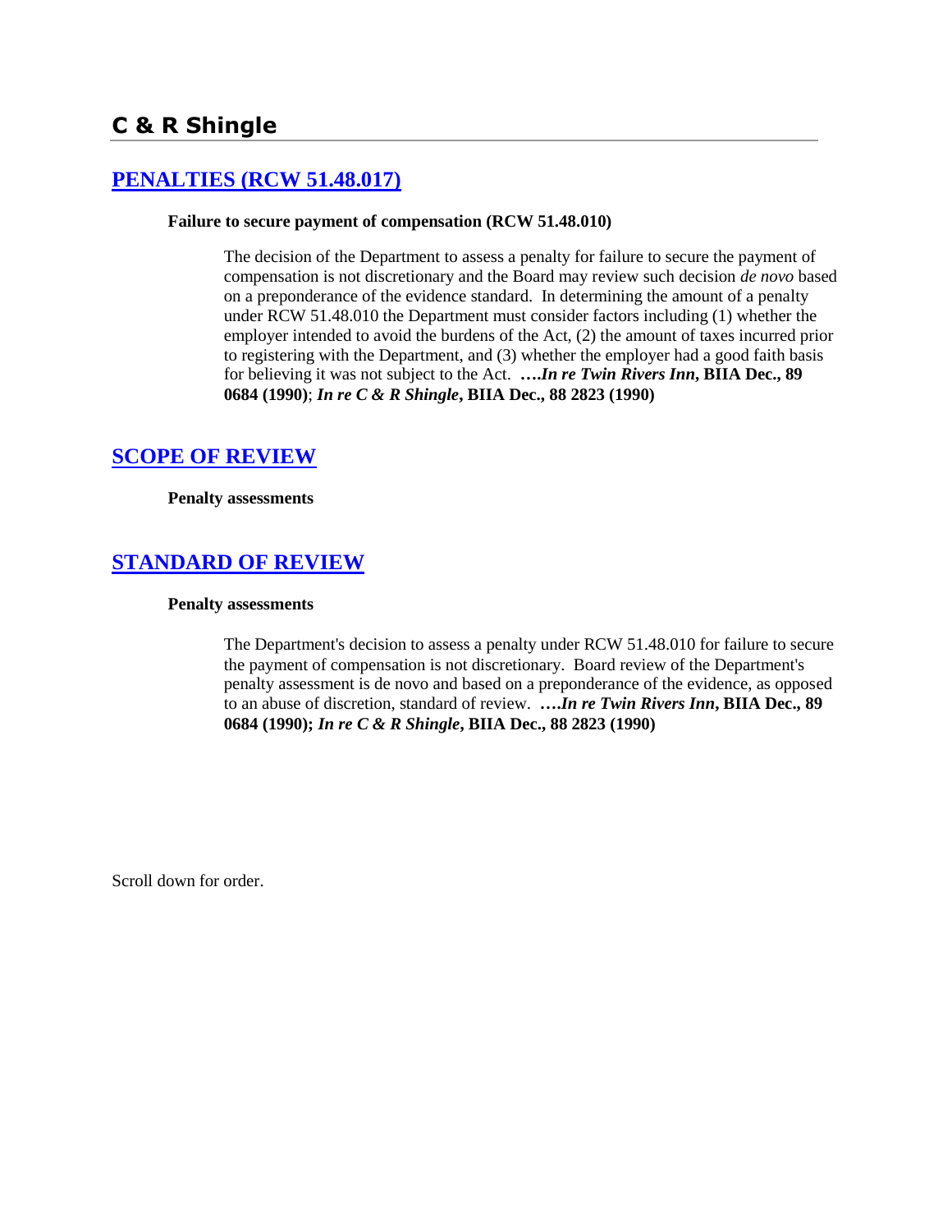## C & R Shingle

### [PENALTIES (RCW 51.48.017)]

**Failure to secure payment of compensation (RCW 51.48.010)**

The decision of the Department to assess a penalty for failure to secure the payment of compensation is not discretionary and the Board may review such decision *de novo* based on a preponderance of the evidence standard. In determining the amount of a penalty under RCW 51.48.010 the Department must consider factors including (1) whether the employer intended to avoid the burdens of the Act, (2) the amount of taxes incurred prior to registering with the Department, and (3) whether the employer had a good faith basis for believing it was not subject to the Act. **….*In re Twin Rivers Inn*, BIIA Dec., 89 0684 (1990)**; ***In re C & R Shingle*, BIIA Dec., 88 2823 (1990)**

### [SCOPE OF REVIEW]

**Penalty assessments**

### [STANDARD OF REVIEW]

**Penalty assessments**

The Department's decision to assess a penalty under RCW 51.48.010 for failure to secure the payment of compensation is not discretionary. Board review of the Department's penalty assessment is de novo and based on a preponderance of the evidence, as opposed to an abuse of discretion, standard of review. **….*In re Twin Rivers Inn*, BIIA Dec., 89 0684 (1990); *In re C & R Shingle*, BIIA Dec., 88 2823 (1990)**

Scroll down for order.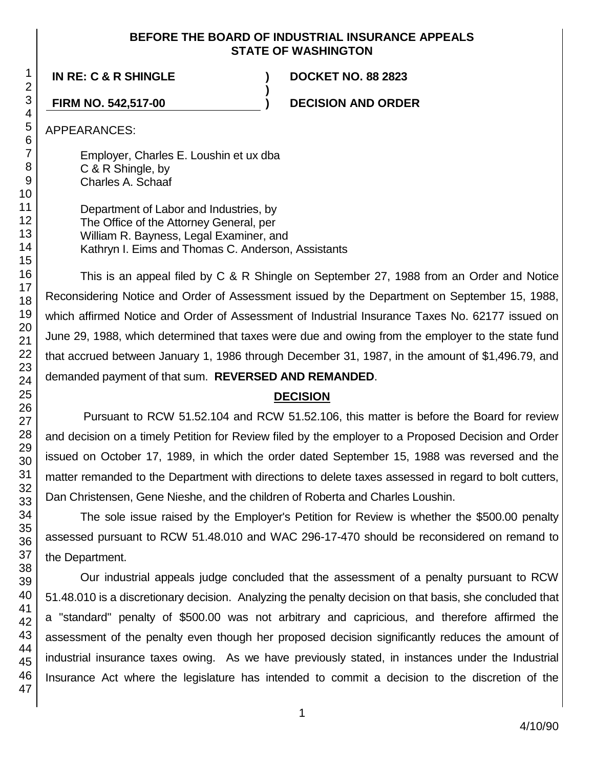**BEFORE THE BOARD OF INDUSTRIAL INSURANCE APPEALS**
**STATE OF WASHINGTON**

| | | |
|---|---|---|
| **IN RE: C & R SHINGLE** | **)** | **DOCKET NO. 88 2823** |
| | **)** | |
| **FIRM NO. 542,517-00** | **)** | **DECISION AND ORDER** |

APPEARANCES:

Employer, Charles E. Loushin et ux dba
C & R Shingle, by
Charles A. Schaaf

Department of Labor and Industries, by
The Office of the Attorney General, per
William R. Bayness, Legal Examiner, and
Kathryn I. Eims and Thomas C. Anderson, Assistants

This is an appeal filed by C & R Shingle on September 27, 1988 from an Order and Notice Reconsidering Notice and Order of Assessment issued by the Department on September 15, 1988, which affirmed Notice and Order of Assessment of Industrial Insurance Taxes No. 62177 issued on June 29, 1988, which determined that taxes were due and owing from the employer to the state fund that accrued between January 1, 1986 through December 31, 1987, in the amount of $1,496.79, and demanded payment of that sum. **REVERSED AND REMANDED**.

## DECISION

Pursuant to RCW 51.52.104 and RCW 51.52.106, this matter is before the Board for review and decision on a timely Petition for Review filed by the employer to a Proposed Decision and Order issued on October 17, 1989, in which the order dated September 15, 1988 was reversed and the matter remanded to the Department with directions to delete taxes assessed in regard to bolt cutters, Dan Christensen, Gene Nieshe, and the children of Roberta and Charles Loushin.

The sole issue raised by the Employer's Petition for Review is whether the $500.00 penalty assessed pursuant to RCW 51.48.010 and WAC 296-17-470 should be reconsidered on remand to the Department.

Our industrial appeals judge concluded that the assessment of a penalty pursuant to RCW 51.48.010 is a discretionary decision. Analyzing the penalty decision on that basis, she concluded that a "standard" penalty of $500.00 was not arbitrary and capricious, and therefore affirmed the assessment of the penalty even though her proposed decision significantly reduces the amount of industrial insurance taxes owing. As we have previously stated, in instances under the Industrial Insurance Act where the legislature has intended to commit a decision to the discretion of the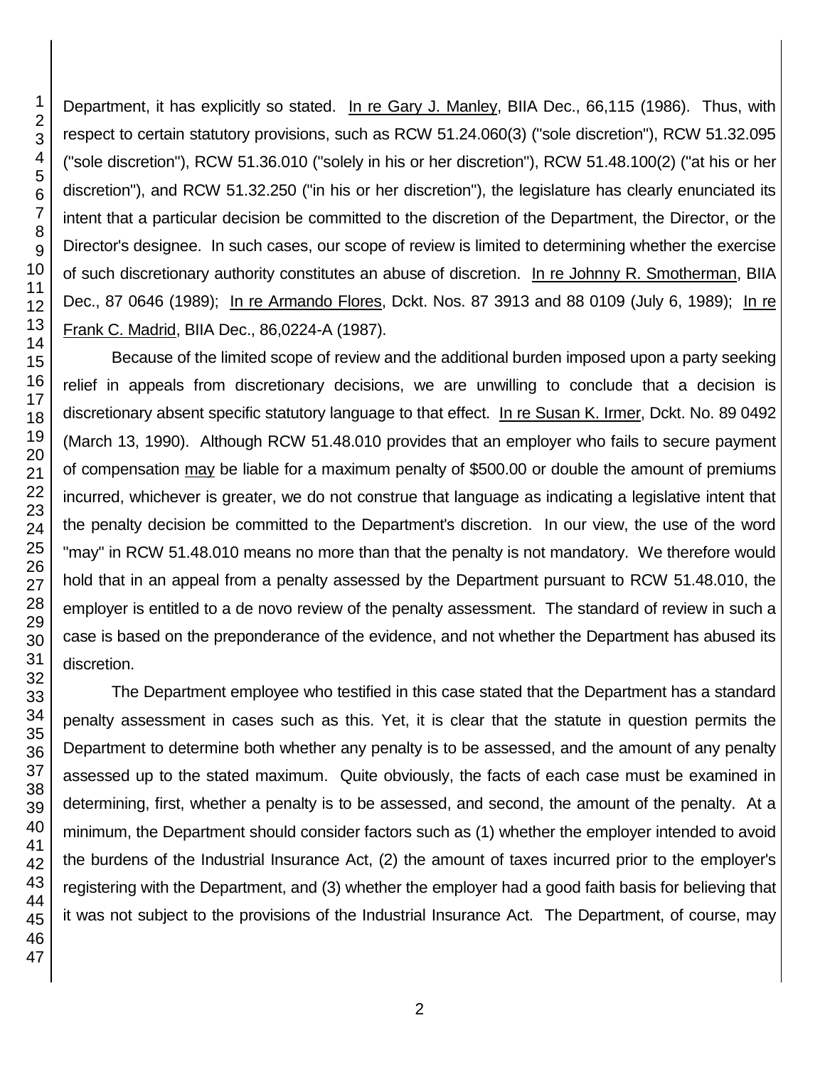Department, it has explicitly so stated. In re Gary J. Manley, BIIA Dec., 66,115 (1986). Thus, with respect to certain statutory provisions, such as RCW 51.24.060(3) ("sole discretion"), RCW 51.32.095 ("sole discretion"), RCW 51.36.010 ("solely in his or her discretion"), RCW 51.48.100(2) ("at his or her discretion"), and RCW 51.32.250 ("in his or her discretion"), the legislature has clearly enunciated its intent that a particular decision be committed to the discretion of the Department, the Director, or the Director's designee. In such cases, our scope of review is limited to determining whether the exercise of such discretionary authority constitutes an abuse of discretion. In re Johnny R. Smotherman, BIIA Dec., 87 0646 (1989); In re Armando Flores, Dckt. Nos. 87 3913 and 88 0109 (July 6, 1989); In re Frank C. Madrid, BIIA Dec., 86,0224-A (1987).

Because of the limited scope of review and the additional burden imposed upon a party seeking relief in appeals from discretionary decisions, we are unwilling to conclude that a decision is discretionary absent specific statutory language to that effect. In re Susan K. Irmer, Dckt. No. 89 0492 (March 13, 1990). Although RCW 51.48.010 provides that an employer who fails to secure payment of compensation may be liable for a maximum penalty of $500.00 or double the amount of premiums incurred, whichever is greater, we do not construe that language as indicating a legislative intent that the penalty decision be committed to the Department's discretion. In our view, the use of the word "may" in RCW 51.48.010 means no more than that the penalty is not mandatory. We therefore would hold that in an appeal from a penalty assessed by the Department pursuant to RCW 51.48.010, the employer is entitled to a de novo review of the penalty assessment. The standard of review in such a case is based on the preponderance of the evidence, and not whether the Department has abused its discretion.

The Department employee who testified in this case stated that the Department has a standard penalty assessment in cases such as this. Yet, it is clear that the statute in question permits the Department to determine both whether any penalty is to be assessed, and the amount of any penalty assessed up to the stated maximum. Quite obviously, the facts of each case must be examined in determining, first, whether a penalty is to be assessed, and second, the amount of the penalty. At a minimum, the Department should consider factors such as (1) whether the employer intended to avoid the burdens of the Industrial Insurance Act, (2) the amount of taxes incurred prior to the employer's registering with the Department, and (3) whether the employer had a good faith basis for believing that it was not subject to the provisions of the Industrial Insurance Act. The Department, of course, may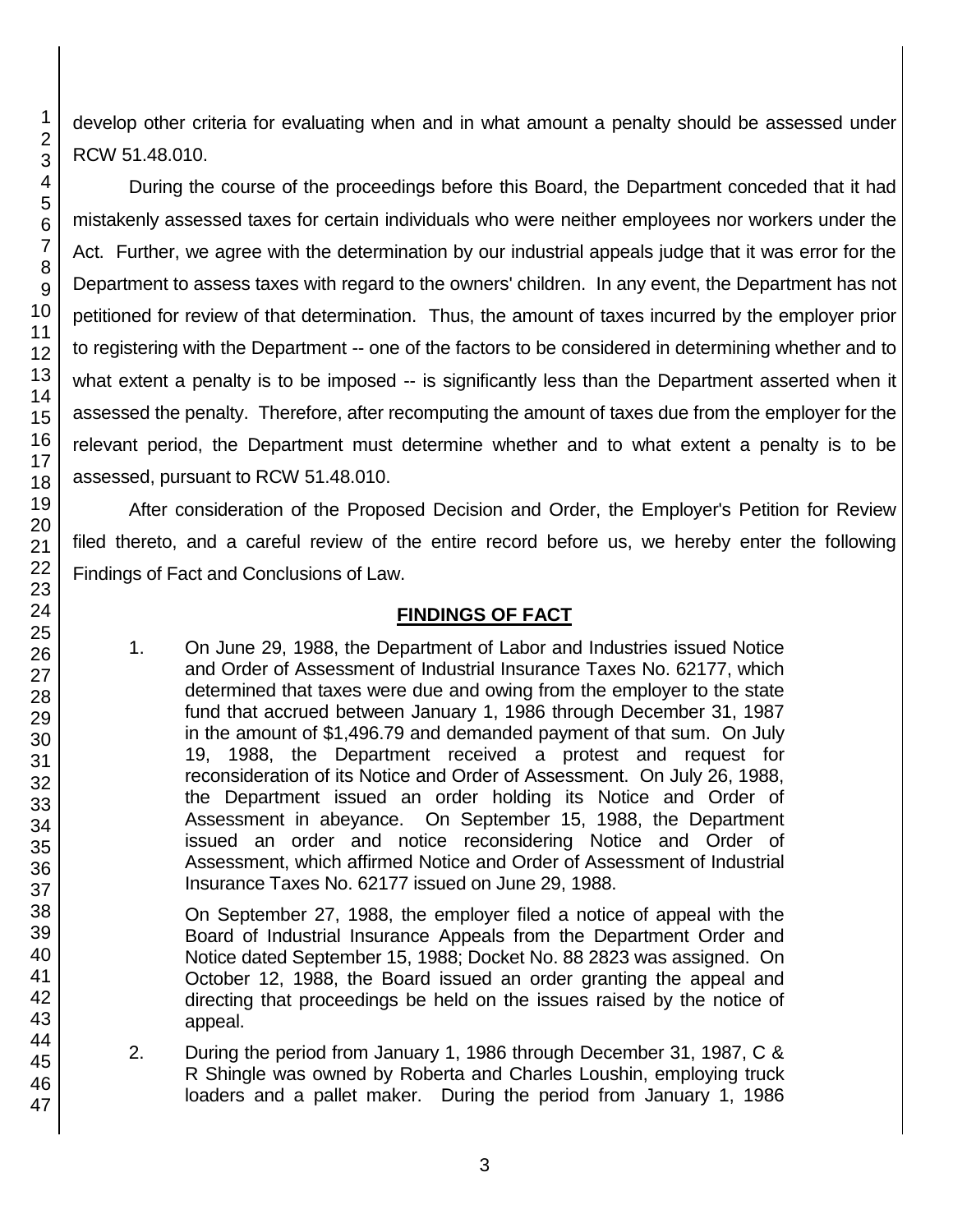develop other criteria for evaluating when and in what amount a penalty should be assessed under RCW 51.48.010.

During the course of the proceedings before this Board, the Department conceded that it had mistakenly assessed taxes for certain individuals who were neither employees nor workers under the Act. Further, we agree with the determination by our industrial appeals judge that it was error for the Department to assess taxes with regard to the owners' children. In any event, the Department has not petitioned for review of that determination. Thus, the amount of taxes incurred by the employer prior to registering with the Department -- one of the factors to be considered in determining whether and to what extent a penalty is to be imposed -- is significantly less than the Department asserted when it assessed the penalty. Therefore, after recomputing the amount of taxes due from the employer for the relevant period, the Department must determine whether and to what extent a penalty is to be assessed, pursuant to RCW 51.48.010.

After consideration of the Proposed Decision and Order, the Employer's Petition for Review filed thereto, and a careful review of the entire record before us, we hereby enter the following Findings of Fact and Conclusions of Law.

## FINDINGS OF FACT

1. On June 29, 1988, the Department of Labor and Industries issued Notice and Order of Assessment of Industrial Insurance Taxes No. 62177, which determined that taxes were due and owing from the employer to the state fund that accrued between January 1, 1986 through December 31, 1987 in the amount of $1,496.79 and demanded payment of that sum. On July 19, 1988, the Department received a protest and request for reconsideration of its Notice and Order of Assessment. On July 26, 1988, the Department issued an order holding its Notice and Order of Assessment in abeyance. On September 15, 1988, the Department issued an order and notice reconsidering Notice and Order of Assessment, which affirmed Notice and Order of Assessment of Industrial Insurance Taxes No. 62177 issued on June 29, 1988.

   On September 27, 1988, the employer filed a notice of appeal with the Board of Industrial Insurance Appeals from the Department Order and Notice dated September 15, 1988; Docket No. 88 2823 was assigned. On October 12, 1988, the Board issued an order granting the appeal and directing that proceedings be held on the issues raised by the notice of appeal.

2. During the period from January 1, 1986 through December 31, 1987, C & R Shingle was owned by Roberta and Charles Loushin, employing truck loaders and a pallet maker. During the period from January 1, 1986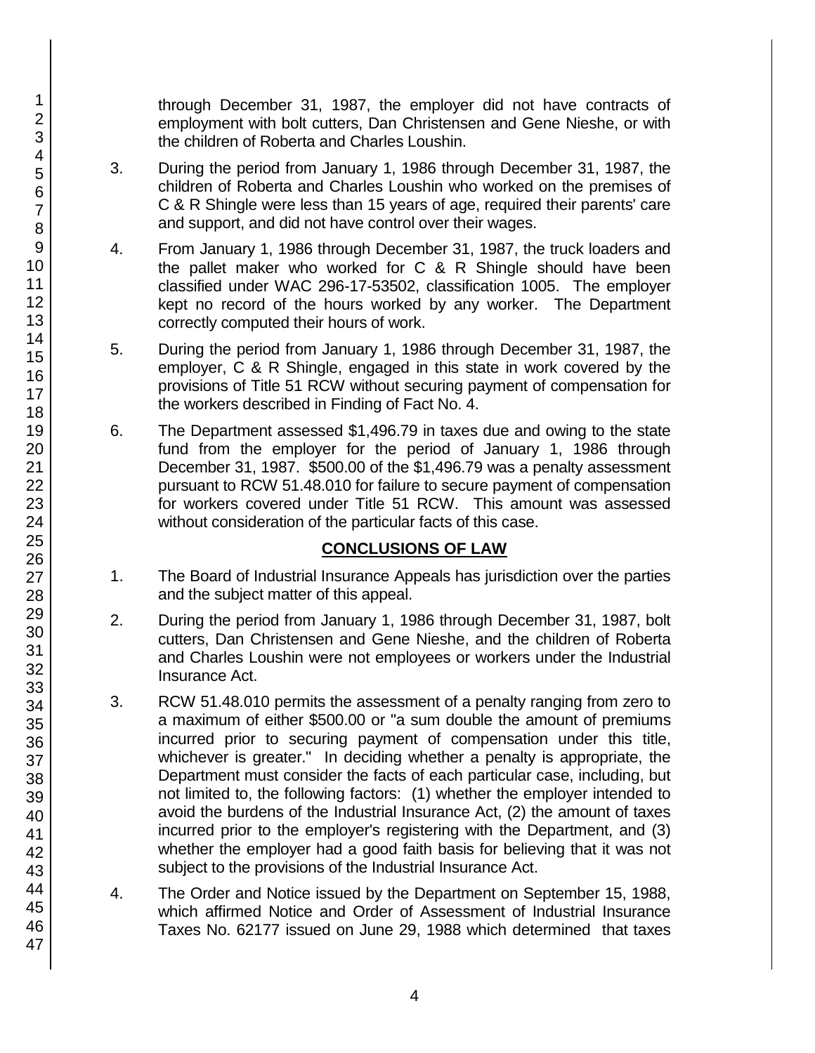through December 31, 1987, the employer did not have contracts of employment with bolt cutters, Dan Christensen and Gene Nieshe, or with the children of Roberta and Charles Loushin.

3. During the period from January 1, 1986 through December 31, 1987, the children of Roberta and Charles Loushin who worked on the premises of C & R Shingle were less than 15 years of age, required their parents' care and support, and did not have control over their wages.

4. From January 1, 1986 through December 31, 1987, the truck loaders and the pallet maker who worked for C & R Shingle should have been classified under WAC 296-17-53502, classification 1005. The employer kept no record of the hours worked by any worker. The Department correctly computed their hours of work.

5. During the period from January 1, 1986 through December 31, 1987, the employer, C & R Shingle, engaged in this state in work covered by the provisions of Title 51 RCW without securing payment of compensation for the workers described in Finding of Fact No. 4.

6. The Department assessed $1,496.79 in taxes due and owing to the state fund from the employer for the period of January 1, 1986 through December 31, 1987. $500.00 of the $1,496.79 was a penalty assessment pursuant to RCW 51.48.010 for failure to secure payment of compensation for workers covered under Title 51 RCW. This amount was assessed without consideration of the particular facts of this case.

## CONCLUSIONS OF LAW

1. The Board of Industrial Insurance Appeals has jurisdiction over the parties and the subject matter of this appeal.

2. During the period from January 1, 1986 through December 31, 1987, bolt cutters, Dan Christensen and Gene Nieshe, and the children of Roberta and Charles Loushin were not employees or workers under the Industrial Insurance Act.

3. RCW 51.48.010 permits the assessment of a penalty ranging from zero to a maximum of either $500.00 or "a sum double the amount of premiums incurred prior to securing payment of compensation under this title, whichever is greater." In deciding whether a penalty is appropriate, the Department must consider the facts of each particular case, including, but not limited to, the following factors: (1) whether the employer intended to avoid the burdens of the Industrial Insurance Act, (2) the amount of taxes incurred prior to the employer's registering with the Department, and (3) whether the employer had a good faith basis for believing that it was not subject to the provisions of the Industrial Insurance Act.

4. The Order and Notice issued by the Department on September 15, 1988, which affirmed Notice and Order of Assessment of Industrial Insurance Taxes No. 62177 issued on June 29, 1988 which determined that taxes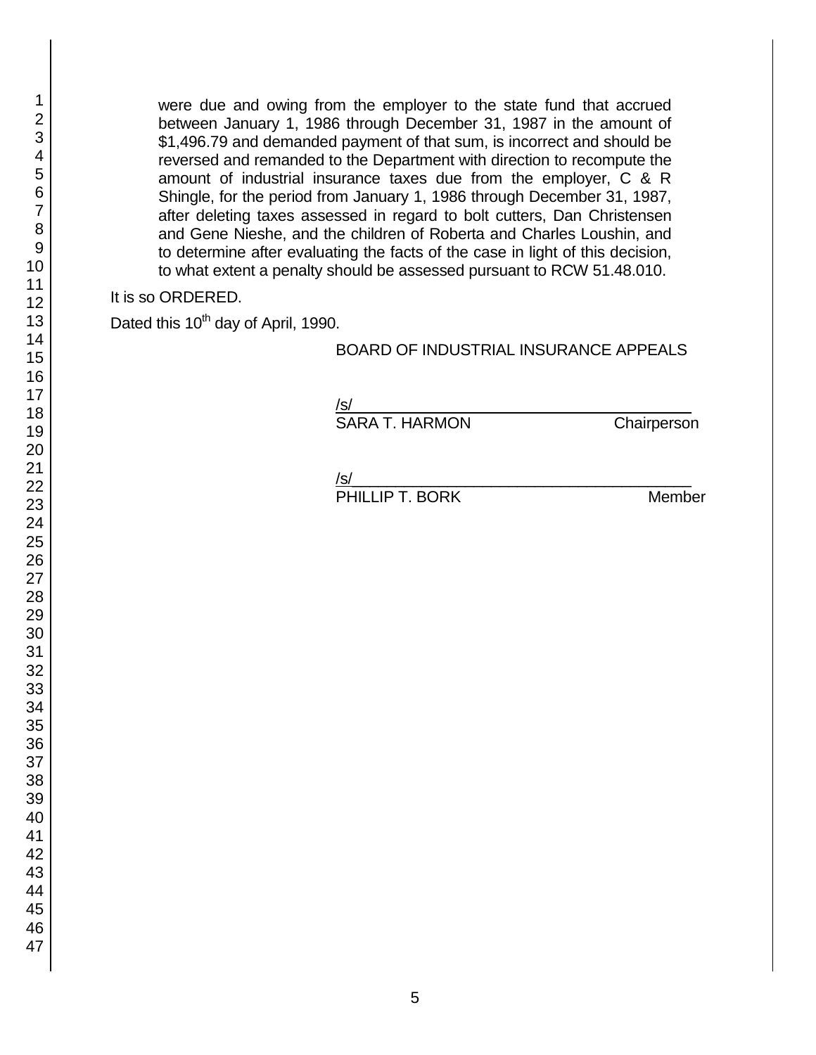were due and owing from the employer to the state fund that accrued between January 1, 1986 through December 31, 1987 in the amount of $1,496.79 and demanded payment of that sum, is incorrect and should be reversed and remanded to the Department with direction to recompute the amount of industrial insurance taxes due from the employer, C & R Shingle, for the period from January 1, 1986 through December 31, 1987, after deleting taxes assessed in regard to bolt cutters, Dan Christensen and Gene Nieshe, and the children of Roberta and Charles Loushin, and to determine after evaluating the facts of the case in light of this decision, to what extent a penalty should be assessed pursuant to RCW 51.48.010.

It is so ORDERED.

Dated this 10th day of April, 1990.

BOARD OF INDUSTRIAL INSURANCE APPEALS

/s/
SARA T. HARMON — Chairperson

/s/
PHILLIP T. BORK — Member